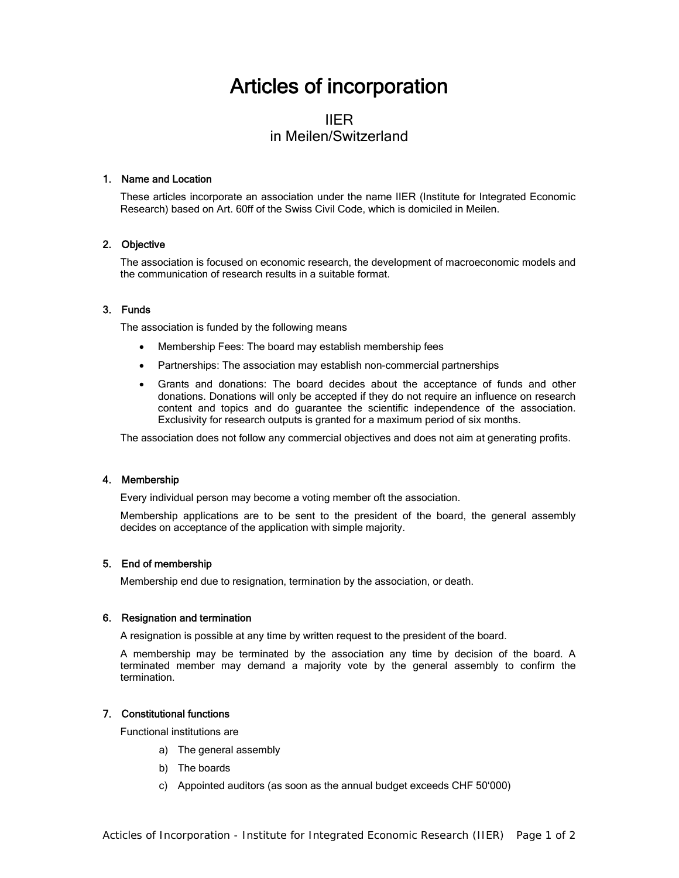# Articles of incorporation

IIER
in Meilen/Switzerland

### 1. Name and Location

These articles incorporate an association under the name IIER (Institute for Integrated Economic Research) based on Art. 60ff of the Swiss Civil Code, which is domiciled in Meilen.

### 2. Objective

The association is focused on economic research, the development of macroeconomic models and the communication of research results in a suitable format.

### 3. Funds

The association is funded by the following means

- Membership Fees: The board may establish membership fees
- Partnerships: The association may establish non-commercial partnerships
- Grants and donations: The board decides about the acceptance of funds and other donations. Donations will only be accepted if they do not require an influence on research content and topics and do guarantee the scientific independence of the association. Exclusivity for research outputs is granted for a maximum period of six months.

The association does not follow any commercial objectives and does not aim at generating profits.

### 4. Membership

Every individual person may become a voting member oft the association.

Membership applications are to be sent to the president of the board, the general assembly decides on acceptance of the application with simple majority.

### 5. End of membership

Membership end due to resignation, termination by the association, or death.

### 6. Resignation and termination

A resignation is possible at any time by written request to the president of the board.

A membership may be terminated by the association any time by decision of the board. A terminated member may demand a majority vote by the general assembly to confirm the termination.

### 7. Constitutional functions

Functional institutions are

a) The general assembly
b) The boards
c) Appointed auditors (as soon as the annual budget exceeds CHF 50‘000)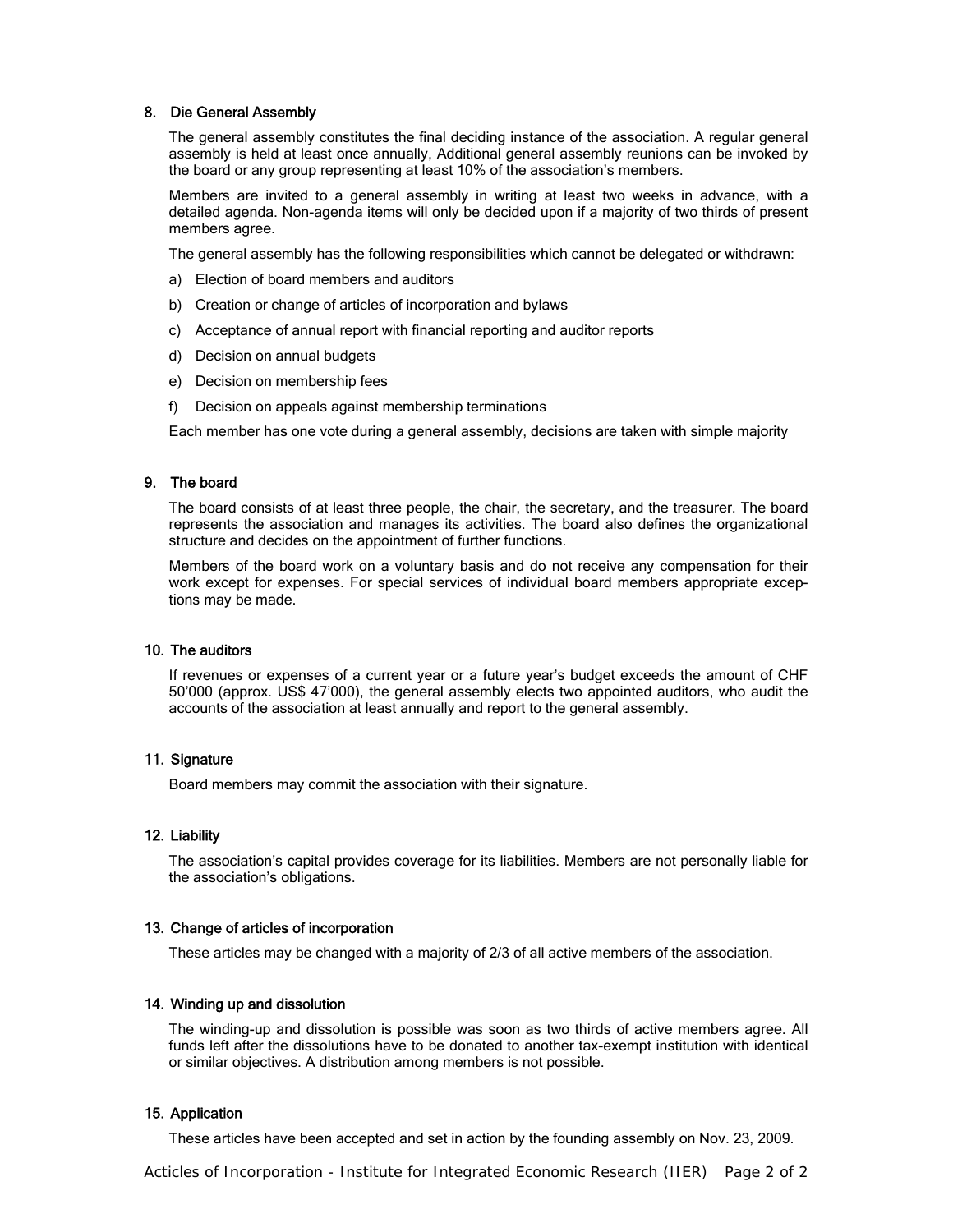## 8. Die General Assembly

The general assembly constitutes the final deciding instance of the association. A regular general assembly is held at least once annually, Additional general assembly reunions can be invoked by the board or any group representing at least 10% of the association's members.

Members are invited to a general assembly in writing at least two weeks in advance, with a detailed agenda. Non-agenda items will only be decided upon if a majority of two thirds of present members agree.

The general assembly has the following responsibilities which cannot be delegated or withdrawn:

a) Election of board members and auditors
b) Creation or change of articles of incorporation and bylaws
c) Acceptance of annual report with financial reporting and auditor reports
d) Decision on annual budgets
e) Decision on membership fees
f) Decision on appeals against membership terminations

Each member has one vote during a general assembly, decisions are taken with simple majority

## 9. The board

The board consists of at least three people, the chair, the secretary, and the treasurer. The board represents the association and manages its activities. The board also defines the organizational structure and decides on the appointment of further functions.

Members of the board work on a voluntary basis and do not receive any compensation for their work except for expenses. For special services of individual board members appropriate exceptions may be made.

## 10. The auditors

If revenues or expenses of a current year or a future year's budget exceeds the amount of CHF 50'000 (approx. US$ 47'000), the general assembly elects two appointed auditors, who audit the accounts of the association at least annually and report to the general assembly.

## 11. Signature

Board members may commit the association with their signature.

## 12. Liability

The association's capital provides coverage for its liabilities. Members are not personally liable for the association's obligations.

## 13. Change of articles of incorporation

These articles may be changed with a majority of 2/3 of all active members of the association.

## 14. Winding up and dissolution

The winding-up and dissolution is possible was soon as two thirds of active members agree. All funds left after the dissolutions have to be donated to another tax-exempt institution with identical or similar objectives. A distribution among members is not possible.

## 15. Application

These articles have been accepted and set in action by the founding assembly on Nov. 23, 2009.